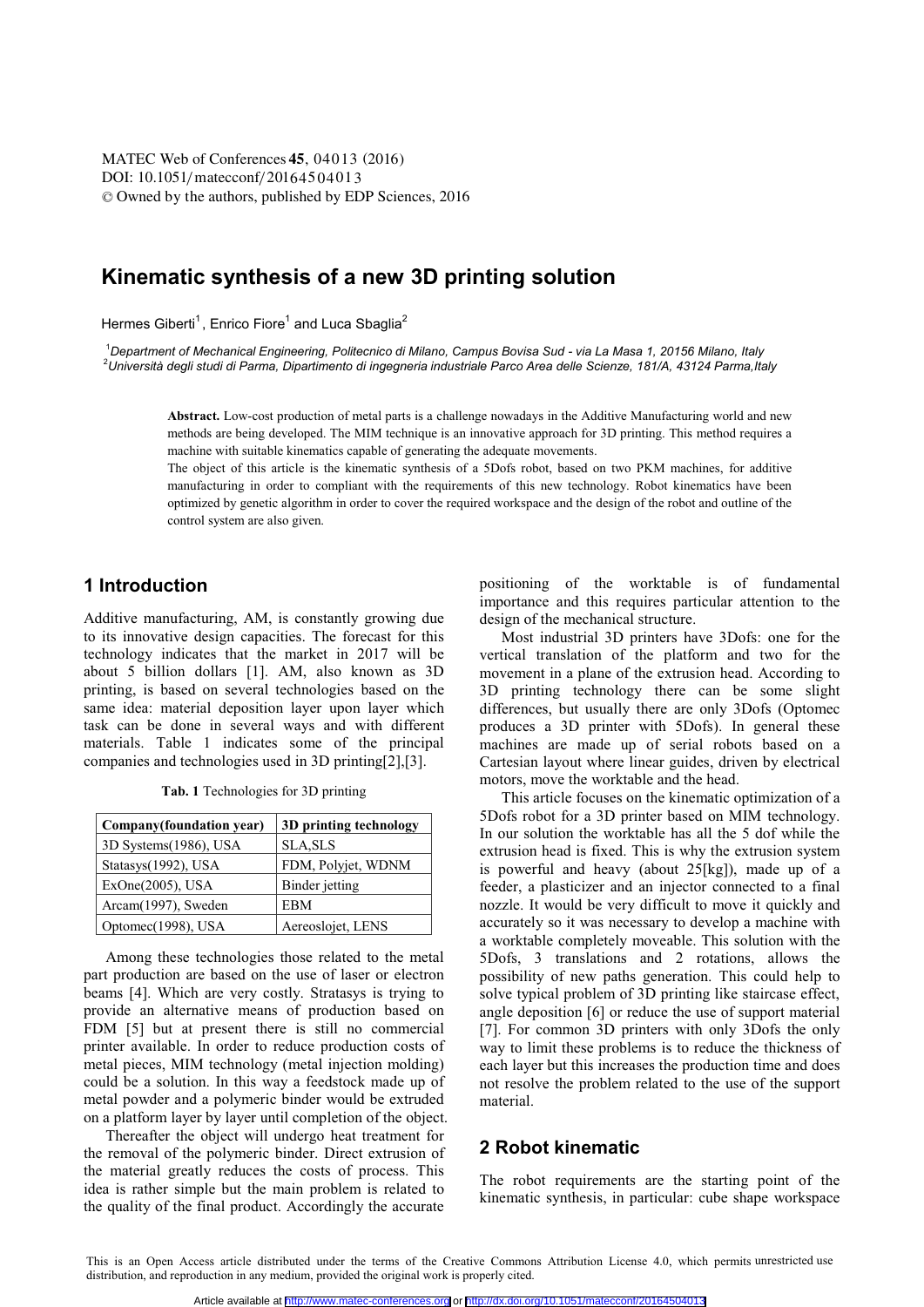# Kinematic synthesis of a new 3D printing solution

Hermes Giberti[1], Enrico Fiore[1] and Luca Sbaglia[2]

[1]*Department of Mechanical Engineering, Politecnico di Milano, Campus Bovisa Sud - via La Masa 1, 20156 Milano, Italy*
[2]*Università degli studi di Parma, Dipartimento di ingegneria industriale Parco Area delle Scienze, 181/A, 43124 Parma,Italy*

**Abstract.** Low-cost production of metal parts is a challenge nowadays in the Additive Manufacturing world and new methods are being developed. The MIM technique is an innovative approach for 3D printing. This method requires a machine with suitable kinematics capable of generating the adequate movements.
The object of this article is the kinematic synthesis of a 5Dofs robot, based on two PKM machines, for additive manufacturing in order to compliant with the requirements of this new technology. Robot kinematics have been optimized by genetic algorithm in order to cover the required workspace and the design of the robot and outline of the control system are also given.

## 1 Introduction

Additive manufacturing, AM, is constantly growing due to its innovative design capacities. The forecast for this technology indicates that the market in 2017 will be about 5 billion dollars [1]. AM, also known as 3D printing, is based on several technologies based on the same idea: material deposition layer upon layer which task can be done in several ways and with different materials. Table 1 indicates some of the principal companies and technologies used in 3D printing[2],[3].

**Tab. 1** Technologies for 3D printing

| Company(foundation year) | 3D printing technology |
| --- | --- |
| 3D Systems(1986), USA | SLA,SLS |
| Statasys(1992), USA | FDM, Polyjet, WDNM |
| ExOne(2005), USA | Binder jetting |
| Arcam(1997), Sweden | EBM |
| Optomec(1998), USA | Aereoslojet, LENS |

Among these technologies those related to the metal part production are based on the use of laser or electron beams [4]. Which are very costly. Stratasys is trying to provide an alternative means of production based on FDM [5] but at present there is still no commercial printer available. In order to reduce production costs of metal pieces, MIM technology (metal injection molding) could be a solution. In this way a feedstock made up of metal powder and a polymeric binder would be extruded on a platform layer by layer until completion of the object.

Thereafter the object will undergo heat treatment for the removal of the polymeric binder. Direct extrusion of the material greatly reduces the costs of process. This idea is rather simple but the main problem is related to the quality of the final product. Accordingly the accurate positioning of the worktable is of fundamental importance and this requires particular attention to the design of the mechanical structure.

Most industrial 3D printers have 3Dofs: one for the vertical translation of the platform and two for the movement in a plane of the extrusion head. According to 3D printing technology there can be some slight differences, but usually there are only 3Dofs (Optomec produces a 3D printer with 5Dofs). In general these machines are made up of serial robots based on a Cartesian layout where linear guides, driven by electrical motors, move the worktable and the head.

This article focuses on the kinematic optimization of a 5Dofs robot for a 3D printer based on MIM technology. In our solution the worktable has all the 5 dof while the extrusion head is fixed. This is why the extrusion system is powerful and heavy (about 25[kg]), made up of a feeder, a plasticizer and an injector connected to a final nozzle. It would be very difficult to move it quickly and accurately so it was necessary to develop a machine with a worktable completely moveable. This solution with the 5Dofs, 3 translations and 2 rotations, allows the possibility of new paths generation. This could help to solve typical problem of 3D printing like staircase effect, angle deposition [6] or reduce the use of support material [7]. For common 3D printers with only 3Dofs the only way to limit these problems is to reduce the thickness of each layer but this increases the production time and does not resolve the problem related to the use of the support material.

## 2 Robot kinematic

The robot requirements are the starting point of the kinematic synthesis, in particular: cube shape workspace

This is an Open Access article distributed under the terms of the Creative Commons Attribution License 4.0, which permits unrestricted use distribution, and reproduction in any medium, provided the original work is properly cited.

Article available at http://www.matec-conferences.org or http://dx.doi.org/10.1051/matecconf/20164504013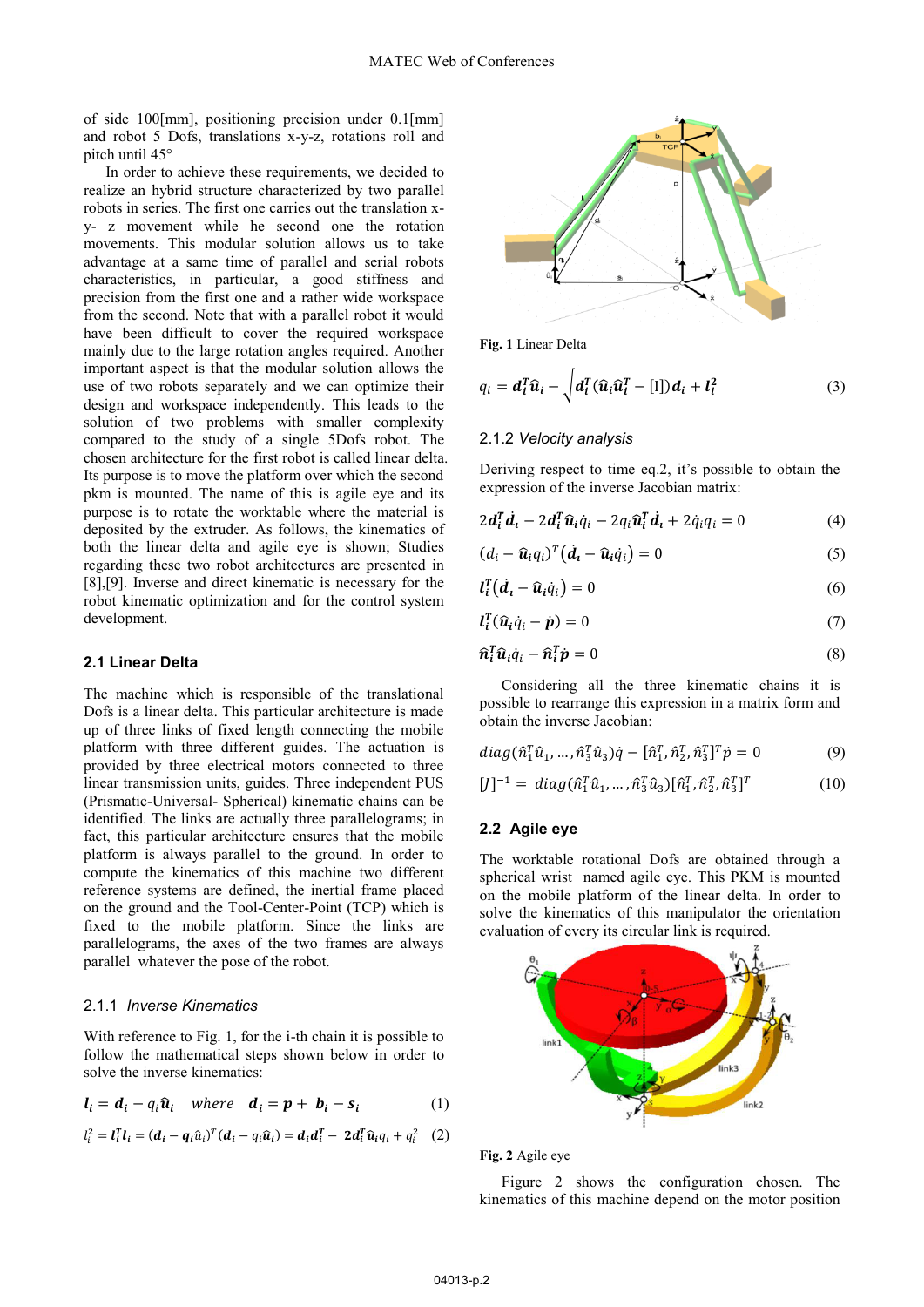of side 100[mm], positioning precision under 0.1[mm] and robot 5 Dofs, translations x-y-z, rotations roll and pitch until 45°

In order to achieve these requirements, we decided to realize an hybrid structure characterized by two parallel robots in series. The first one carries out the translation x-y- z movement while he second one the rotation movements. This modular solution allows us to take advantage at a same time of parallel and serial robots characteristics, in particular, a good stiffness and precision from the first one and a rather wide workspace from the second. Note that with a parallel robot it would have been difficult to cover the required workspace mainly due to the large rotation angles required. Another important aspect is that the modular solution allows the use of two robots separately and we can optimize their design and workspace independently. This leads to the solution of two problems with smaller complexity compared to the study of a single 5Dofs robot. The chosen architecture for the first robot is called linear delta. Its purpose is to move the platform over which the second pkm is mounted. The name of this is agile eye and its purpose is to rotate the worktable where the material is deposited by the extruder. As follows, the kinematics of both the linear delta and agile eye is shown; Studies regarding these two robot architectures are presented in [8],[9]. Inverse and direct kinematic is necessary for the robot kinematic optimization and for the control system development.

## 2.1 Linear Delta

The machine which is responsible of the translational Dofs is a linear delta. This particular architecture is made up of three links of fixed length connecting the mobile platform with three different guides. The actuation is provided by three electrical motors connected to three linear transmission units, guides. Three independent PUS (Prismatic-Universal- Spherical) kinematic chains can be identified. The links are actually three parallelograms; in fact, this particular architecture ensures that the mobile platform is always parallel to the ground. In order to compute the kinematics of this machine two different reference systems are defined, the inertial frame placed on the ground and the Tool-Center-Point (TCP) which is fixed to the mobile platform. Since the links are parallelograms, the axes of the two frames are always parallel whatever the pose of the robot.

### 2.1.1 *Inverse Kinematics*

With reference to Fig. 1, for the i-th chain it is possible to follow the mathematical steps shown below in order to solve the inverse kinematics:

$$\boldsymbol{l_i} = \boldsymbol{d_i} - q_i\boldsymbol{\hat{u}_i} \quad where \quad \boldsymbol{d_i} = \boldsymbol{p} + \boldsymbol{b_i} - \boldsymbol{s_i} \tag{1}$$

$$l_i^2 = \boldsymbol{l_i^T l_i} = (\boldsymbol{d_i} - \boldsymbol{q_i}\hat{u}_i)^T(\boldsymbol{d_i} - q_i\boldsymbol{\hat{u}_i}) = \boldsymbol{d_i d_i^T} - \boldsymbol{2d_i^T \hat{u}_i} q_i + q_i^2 \tag{2}$$

Fig. 1 Linear Delta

$$q_i = \boldsymbol{d_i^T \hat{u}_i} - \sqrt{\boldsymbol{d_i^T}(\boldsymbol{\hat{u}_i \hat{u}_i^T} - [\mathrm{I}])\boldsymbol{d_i} + \boldsymbol{l_i^2}} \tag{3}$$

### 2.1.2 *Velocity analysis*

Deriving respect to time eq.2, it's possible to obtain the expression of the inverse Jacobian matrix:

$$2\boldsymbol{d_i^T \dot{d}_i} - 2\boldsymbol{d_i^T \hat{u}_i}\dot{q}_i - 2q_i\boldsymbol{\hat{u}_i^T \dot{d}_i} + 2\dot{q}_i q_i = 0 \tag{4}$$

$$(d_i - \boldsymbol{\hat{u}_i} q_i)^T(\boldsymbol{\dot{d}_i} - \boldsymbol{\hat{u}_i}\dot{q}_i) = 0 \tag{5}$$

$$\boldsymbol{l_i^T}(\boldsymbol{\dot{d}_i} - \boldsymbol{\hat{u}_i}\dot{q}_i) = 0 \tag{6}$$

$$\boldsymbol{l_i^T}(\boldsymbol{\hat{u}_i}\dot{q}_i - \boldsymbol{\dot{p}}) = 0 \tag{7}$$

$$\boldsymbol{\hat{n}_i^T \hat{u}_i}\dot{q}_i - \boldsymbol{\hat{n}_i^T \dot{p}} = 0 \tag{8}$$

Considering all the three kinematic chains it is possible to rearrange this expression in a matrix form and obtain the inverse Jacobian:

$$diag(\hat{n}_1^T\hat{u}_1, \dots, \hat{n}_3^T\hat{u}_3)\dot{q} - [\hat{n}_1^T, \hat{n}_2^T, \hat{n}_3^T]^T\dot{p} = 0 \tag{9}$$

$$[J]^{-1} = diag(\hat{n}_1^T\hat{u}_1, \dots, \hat{n}_3^T\hat{u}_3)[\hat{n}_1^T, \hat{n}_2^T, \hat{n}_3^T]^T \tag{10}$$

## 2.2 Agile eye

The worktable rotational Dofs are obtained through a spherical wrist named agile eye. This PKM is mounted on the mobile platform of the linear delta. In order to solve the kinematics of this manipulator the orientation evaluation of every its circular link is required.

Fig. 2 Agile eye

Figure 2 shows the configuration chosen. The kinematics of this machine depend on the motor position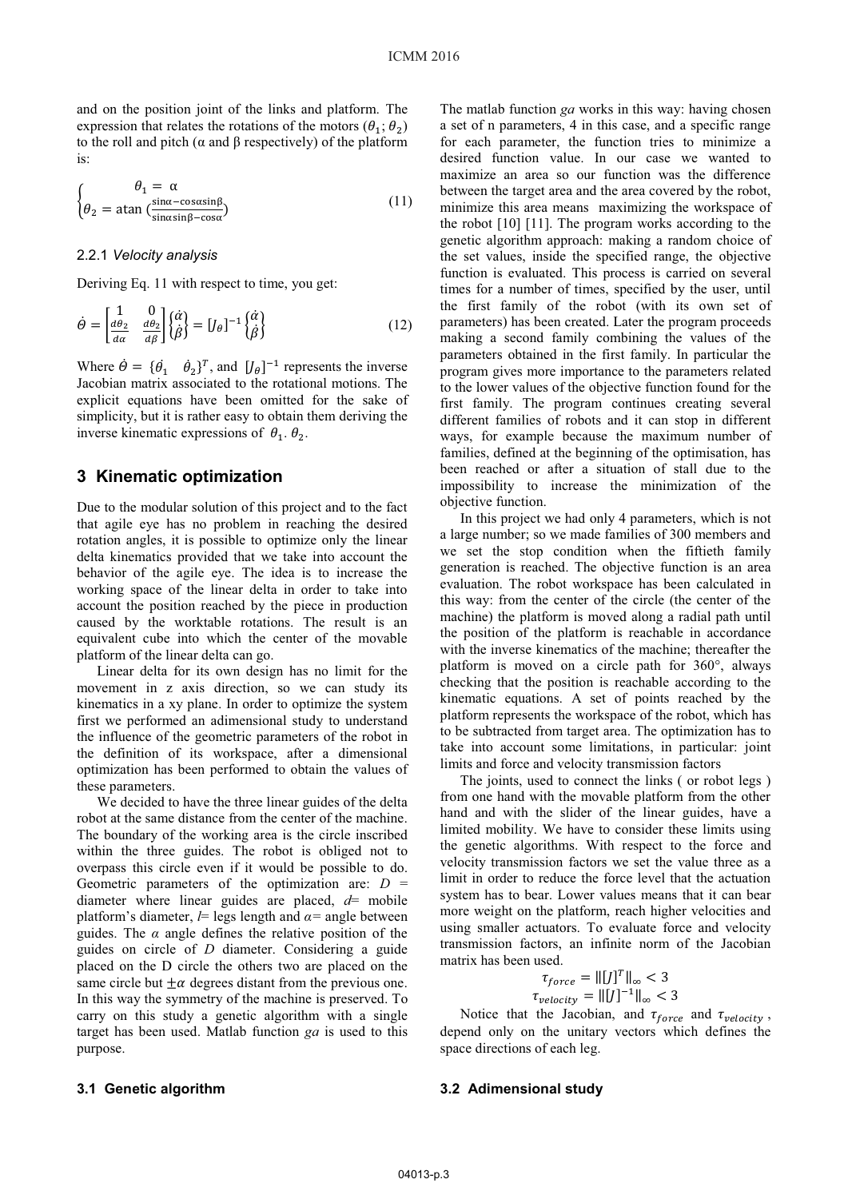and on the position joint of the links and platform. The expression that relates the rotations of the motors ($\theta_1; \theta_2$) to the roll and pitch (α and β respectively) of the platform is:

$$\begin{cases} \theta_1 = \alpha \\ \theta_2 = \operatorname{atan}\left(\frac{\sin\alpha - \cos\alpha\sin\beta}{\sin\alpha\sin\beta - \cos\alpha}\right) \end{cases} \tag{11}$$

### 2.2.1 *Velocity analysis*

Deriving Eq. 11 with respect to time, you get:

$$\dot{\Theta} = \begin{bmatrix} 1 & 0 \\ \frac{d\theta_2}{d\alpha} & \frac{d\theta_2}{d\beta} \end{bmatrix} \begin{Bmatrix} \dot{\alpha} \\ \dot{\beta} \end{Bmatrix} = [J_\theta]^{-1} \begin{Bmatrix} \dot{\alpha} \\ \dot{\beta} \end{Bmatrix} \tag{12}$$

Where $\dot{\Theta} = \{\dot{\theta}_1 \quad \dot{\theta}_2\}^T$, and $[J_\theta]^{-1}$ represents the inverse Jacobian matrix associated to the rotational motions. The explicit equations have been omitted for the sake of simplicity, but it is rather easy to obtain them deriving the inverse kinematic expressions of $\theta_1 . \theta_2$.

## 3 Kinematic optimization

Due to the modular solution of this project and to the fact that agile eye has no problem in reaching the desired rotation angles, it is possible to optimize only the linear delta kinematics provided that we take into account the behavior of the agile eye. The idea is to increase the working space of the linear delta in order to take into account the position reached by the piece in production caused by the worktable rotations. The result is an equivalent cube into which the center of the movable platform of the linear delta can go.

Linear delta for its own design has no limit for the movement in z axis direction, so we can study its kinematics in a xy plane. In order to optimize the system first we performed an adimensional study to understand the influence of the geometric parameters of the robot in the definition of its workspace, after a dimensional optimization has been performed to obtain the values of these parameters.

We decided to have the three linear guides of the delta robot at the same distance from the center of the machine. The boundary of the working area is the circle inscribed within the three guides. The robot is obliged not to overpass this circle even if it would be possible to do. Geometric parameters of the optimization are: *D* = diameter where linear guides are placed, *d*= mobile platform's diameter, *l*= legs length and *α*= angle between guides. The *α* angle defines the relative position of the guides on circle of *D* diameter. Considering a guide placed on the D circle the others two are placed on the same circle but $\pm\alpha$ degrees distant from the previous one. In this way the symmetry of the machine is preserved. To carry on this study a genetic algorithm with a single target has been used. Matlab function *ga* is used to this purpose.

### 3.1 Genetic algorithm

The matlab function *ga* works in this way: having chosen a set of n parameters, 4 in this case, and a specific range for each parameter, the function tries to minimize a desired function value. In our case we wanted to maximize an area so our function was the difference between the target area and the area covered by the robot, minimize this area means maximizing the workspace of the robot [10] [11]. The program works according to the genetic algorithm approach: making a random choice of the set values, inside the specified range, the objective function is evaluated. This process is carried on several times for a number of times, specified by the user, until the first family of the robot (with its own set of parameters) has been created. Later the program proceeds making a second family combining the values of the parameters obtained in the first family. In particular the program gives more importance to the parameters related to the lower values of the objective function found for the first family. The program continues creating several different families of robots and it can stop in different ways, for example because the maximum number of families, defined at the beginning of the optimisation, has been reached or after a situation of stall due to the impossibility to increase the minimization of the objective function.

In this project we had only 4 parameters, which is not a large number; so we made families of 300 members and we set the stop condition when the fiftieth family generation is reached. The objective function is an area evaluation. The robot workspace has been calculated in this way: from the center of the circle (the center of the machine) the platform is moved along a radial path until the position of the platform is reachable in accordance with the inverse kinematics of the machine; thereafter the platform is moved on a circle path for 360°, always checking that the position is reachable according to the kinematic equations. A set of points reached by the platform represents the workspace of the robot, which has to be subtracted from target area. The optimization has to take into account some limitations, in particular: joint limits and force and velocity transmission factors

The joints, used to connect the links ( or robot legs ) from one hand with the movable platform from the other hand and with the slider of the linear guides, have a limited mobility. We have to consider these limits using the genetic algorithms. With respect to the force and velocity transmission factors we set the value three as a limit in order to reduce the force level that the actuation system has to bear. Lower values means that it can bear more weight on the platform, reach higher velocities and using smaller actuators. To evaluate force and velocity transmission factors, an infinite norm of the Jacobian matrix has been used.

$$\tau_{force} = \|[J]^T\|_\infty < 3$$
$$\tau_{velocity} = \|[J]^{-1}\|_\infty < 3$$

Notice that the Jacobian, and $\tau_{force}$ and $\tau_{velocity}$, depend only on the unitary vectors which defines the space directions of each leg.

### 3.2 Adimensional study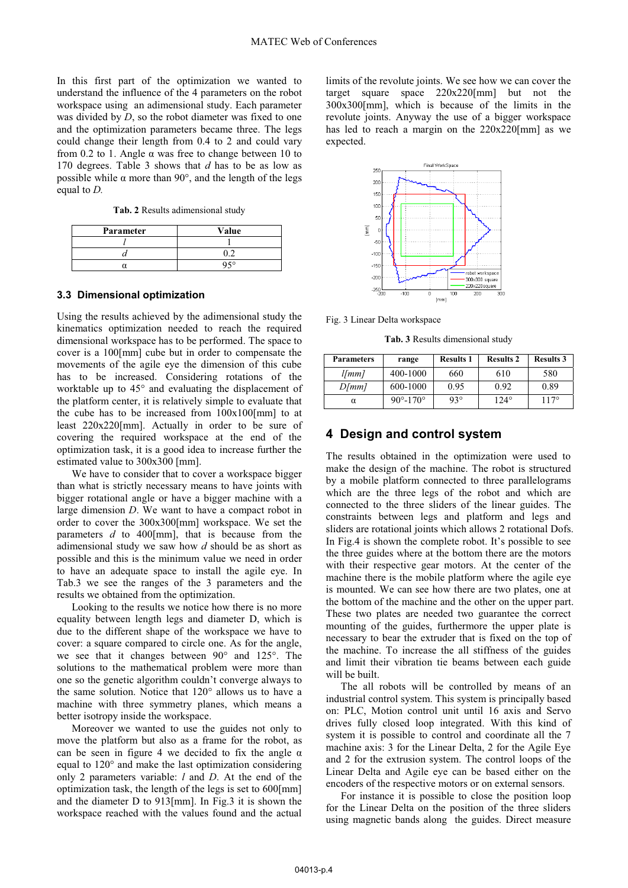In this first part of the optimization we wanted to understand the influence of the 4 parameters on the robot workspace using an adimensional study. Each parameter was divided by *D*, so the robot diameter was fixed to one and the optimization parameters became three. The legs could change their length from 0.4 to 2 and could vary from 0.2 to 1. Angle α was free to change between 10 to 170 degrees. Table 3 shows that *d* has to be as low as possible while α more than 90°, and the length of the legs equal to *D.*

**Tab. 2** Results adimensional study

| Parameter | Value |
|---|---|
| *l* | 1 |
| *d* | 0.2 |
| α | 95° |

### 3.3 Dimensional optimization

Using the results achieved by the adimensional study the kinematics optimization needed to reach the required dimensional workspace has to be performed. The space to cover is a 100[mm] cube but in order to compensate the movements of the agile eye the dimension of this cube has to be increased. Considering rotations of the worktable up to 45° and evaluating the displacement of the platform center, it is relatively simple to evaluate that the cube has to be increased from 100x100[mm] to at least 220x220[mm]. Actually in order to be sure of covering the required workspace at the end of the optimization task, it is a good idea to increase further the estimated value to 300x300 [mm].

We have to consider that to cover a workspace bigger than what is strictly necessary means to have joints with bigger rotational angle or have a bigger machine with a large dimension *D*. We want to have a compact robot in order to cover the 300x300[mm] workspace. We set the parameters *d* to 400[mm], that is because from the adimensional study we saw how *d* should be as short as possible and this is the minimum value we need in order to have an adequate space to install the agile eye. In Tab.3 we see the ranges of the 3 parameters and the results we obtained from the optimization.

Looking to the results we notice how there is no more equality between length legs and diameter D, which is due to the different shape of the workspace we have to cover: a square compared to circle one. As for the angle, we see that it changes between 90° and 125°. The solutions to the mathematical problem were more than one so the genetic algorithm couldn't converge always to the same solution. Notice that 120° allows us to have a machine with three symmetry planes, which means a better isotropy inside the workspace.

Moreover we wanted to use the guides not only to move the platform but also as a frame for the robot, as can be seen in figure 4 we decided to fix the angle α equal to 120° and make the last optimization considering only 2 parameters variable: *l* and *D*. At the end of the optimization task, the length of the legs is set to 600[mm] and the diameter D to 913[mm]. In Fig.3 it is shown the workspace reached with the values found and the actual limits of the revolute joints. We see how we can cover the target square space 220x220[mm] but not the 300x300[mm], which is because of the limits in the revolute joints. Anyway the use of a bigger workspace has led to reach a margin on the 220x220[mm] as we expected.

Fig. 3 Linear Delta workspace

**Tab. 3** Results dimensional study

| Parameters | range | Results 1 | Results 2 | Results 3 |
|---|---|---|---|---|
| *l[mm]* | 400-1000 | 660 | 610 | 580 |
| *D[mm]* | 600-1000 | 0.95 | 0.92 | 0.89 |
| α | 90°-170° | 93° | 124° | 117° |

## 4 Design and control system

The results obtained in the optimization were used to make the design of the machine. The robot is structured by a mobile platform connected to three parallelograms which are the three legs of the robot and which are connected to the three sliders of the linear guides. The constraints between legs and platform and legs and sliders are rotational joints which allows 2 rotational Dofs. In Fig.4 is shown the complete robot. It's possible to see the three guides where at the bottom there are the motors with their respective gear motors. At the center of the machine there is the mobile platform where the agile eye is mounted. We can see how there are two plates, one at the bottom of the machine and the other on the upper part. These two plates are needed two guarantee the correct mounting of the guides, furthermore the upper plate is necessary to bear the extruder that is fixed on the top of the machine. To increase the all stiffness of the guides and limit their vibration tie beams between each guide will be built.

The all robots will be controlled by means of an industrial control system. This system is principally based on: PLC, Motion control unit until 16 axis and Servo drives fully closed loop integrated. With this kind of system it is possible to control and coordinate all the 7 machine axis: 3 for the Linear Delta, 2 for the Agile Eye and 2 for the extrusion system. The control loops of the Linear Delta and Agile eye can be based either on the encoders of the respective motors or on external sensors.

For instance it is possible to close the position loop for the Linear Delta on the position of the three sliders using magnetic bands along the guides. Direct measure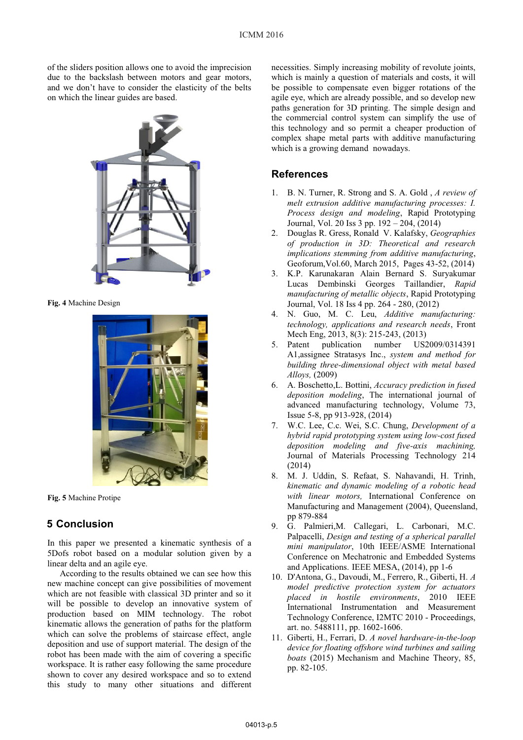of the sliders position allows one to avoid the imprecision due to the backslash between motors and gear motors, and we don't have to consider the elasticity of the belts on which the linear guides are based.

**Fig. 4** Machine Design

**Fig. 5** Machine Protipe

## 5 Conclusion

In this paper we presented a kinematic synthesis of a 5Dofs robot based on a modular solution given by a linear delta and an agile eye.

According to the results obtained we can see how this new machine concept can give possibilities of movement which are not feasible with classical 3D printer and so it will be possible to develop an innovative system of production based on MIM technology. The robot kinematic allows the generation of paths for the platform which can solve the problems of staircase effect, angle deposition and use of support material. The design of the robot has been made with the aim of covering a specific workspace. It is rather easy following the same procedure shown to cover any desired workspace and so to extend this study to many other situations and different necessities. Simply increasing mobility of revolute joints, which is mainly a question of materials and costs, it will be possible to compensate even bigger rotations of the agile eye, which are already possible, and so develop new paths generation for 3D printing. The simple design and the commercial control system can simplify the use of this technology and so permit a cheaper production of complex shape metal parts with additive manufacturing which is a growing demand nowadays.

## References

1. B. N. Turner, R. Strong and S. A. Gold , *A review of melt extrusion additive manufacturing processes: I. Process design and modeling*, Rapid Prototyping Journal, Vol. 20 Iss 3 pp. 192 – 204, (2014)
2. Douglas R. Gress, Ronald V. Kalafsky, *Geographies of production in 3D: Theoretical and research implications stemming from additive manufacturing*, Geoforum,Vol.60, March 2015, Pages 43-52, (2014)
3. K.P. Karunakaran Alain Bernard S. Suryakumar Lucas Dembinski Georges Taillandier, *Rapid manufacturing of metallic objects*, Rapid Prototyping Journal, Vol. 18 Iss 4 pp. 264 - 280, (2012)
4. N. Guo, M. C. Leu, *Additive manufacturing: technology, applications and research needs*, Front Mech Eng, 2013, 8(3): 215-243, (2013)
5. Patent publication number US2009/0314391 A1,assignee Stratasys Inc., *system and method for building three-dimensional object with metal based Alloys,* (2009)
6. A. Boschetto,L. Bottini, *Accuracy prediction in fused deposition modeling*, The international journal of advanced manufacturing technology, Volume 73, Issue 5-8, pp 913-928, (2014)
7. W.C. Lee, C.c. Wei, S.C. Chung, *Development of a hybrid rapid prototyping system using low-cost fused deposition modeling and five-axis machining,* Journal of Materials Processing Technology 214 (2014)
8. M. J. Uddin, S. Refaat, S. Nahavandi, H. Trinh, *kinematic and dynamic modeling of a robotic head with linear motors,* International Conference on Manufacturing and Management (2004), Queensland, pp 879-884
9. G. Palmieri,M. Callegari, L. Carbonari, M.C. Palpacelli, *Design and testing of a spherical parallel mini manipulator*, 10th IEEE/ASME International Conference on Mechatronic and Embedded Systems and Applications. IEEE MESA, (2014), pp 1-6
10. D'Antona, G., Davoudi, M., Ferrero, R., Giberti, H. *A model predictive protection system for actuators placed in hostile environments*, 2010 IEEE International Instrumentation and Measurement Technology Conference, I2MTC 2010 - Proceedings, art. no. 5488111, pp. 1602-1606.
11. Giberti, H., Ferrari, D. *A novel hardware-in-the-loop device for floating offshore wind turbines and sailing boats* (2015) Mechanism and Machine Theory, 85, pp. 82-105.